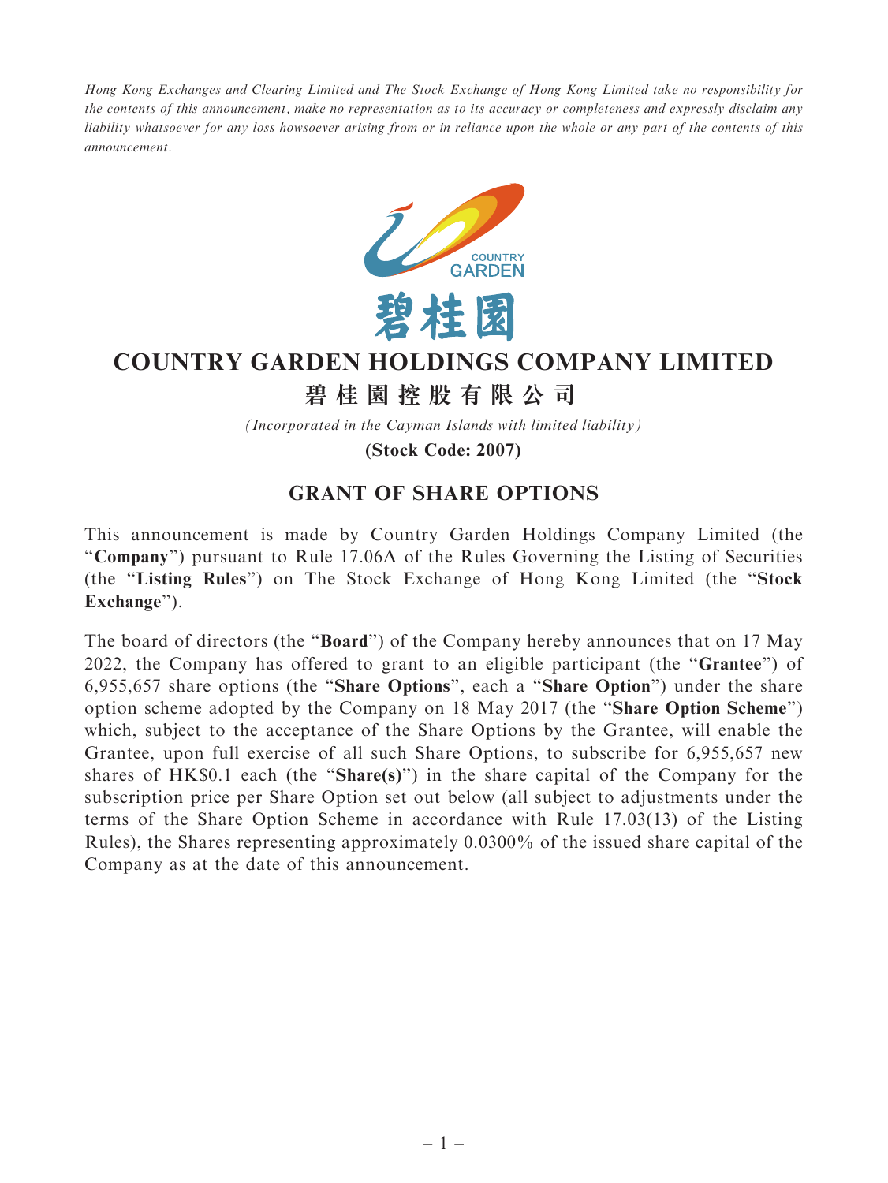*Hong Kong Exchanges and Clearing Limited and The Stock Exchange of Hong Kong Limited take no responsibility for the contents of this announcement, make no representation as to its accuracy or completeness and expressly disclaim any liability whatsoever for any loss howsoever arising from or in reliance upon the whole or any part of the contents of this announcement.*

COUNTRY GARDEN

碧桂園

# COUNTRY GARDEN HOLDINGS COMPANY LIMITED

# 碧桂園控股有限公司

*(Incorporated in the Cayman Islands with limited liability)*

**(Stock Code: 2007)**

## GRANT OF SHARE OPTIONS

This announcement is made by Country Garden Holdings Company Limited (the "**Company**") pursuant to Rule 17.06A of the Rules Governing the Listing of Securities (the "**Listing Rules**") on The Stock Exchange of Hong Kong Limited (the "**Stock Exchange**").

The board of directors (the "**Board**") of the Company hereby announces that on 17 May 2022, the Company has offered to grant to an eligible participant (the "**Grantee**") of 6,955,657 share options (the "**Share Options**", each a "**Share Option**") under the share option scheme adopted by the Company on 18 May 2017 (the "**Share Option Scheme**") which, subject to the acceptance of the Share Options by the Grantee, will enable the Grantee, upon full exercise of all such Share Options, to subscribe for 6,955,657 new shares of HK$0.1 each (the "**Share(s)**") in the share capital of the Company for the subscription price per Share Option set out below (all subject to adjustments under the terms of the Share Option Scheme in accordance with Rule 17.03(13) of the Listing Rules), the Shares representing approximately 0.0300% of the issued share capital of the Company as at the date of this announcement.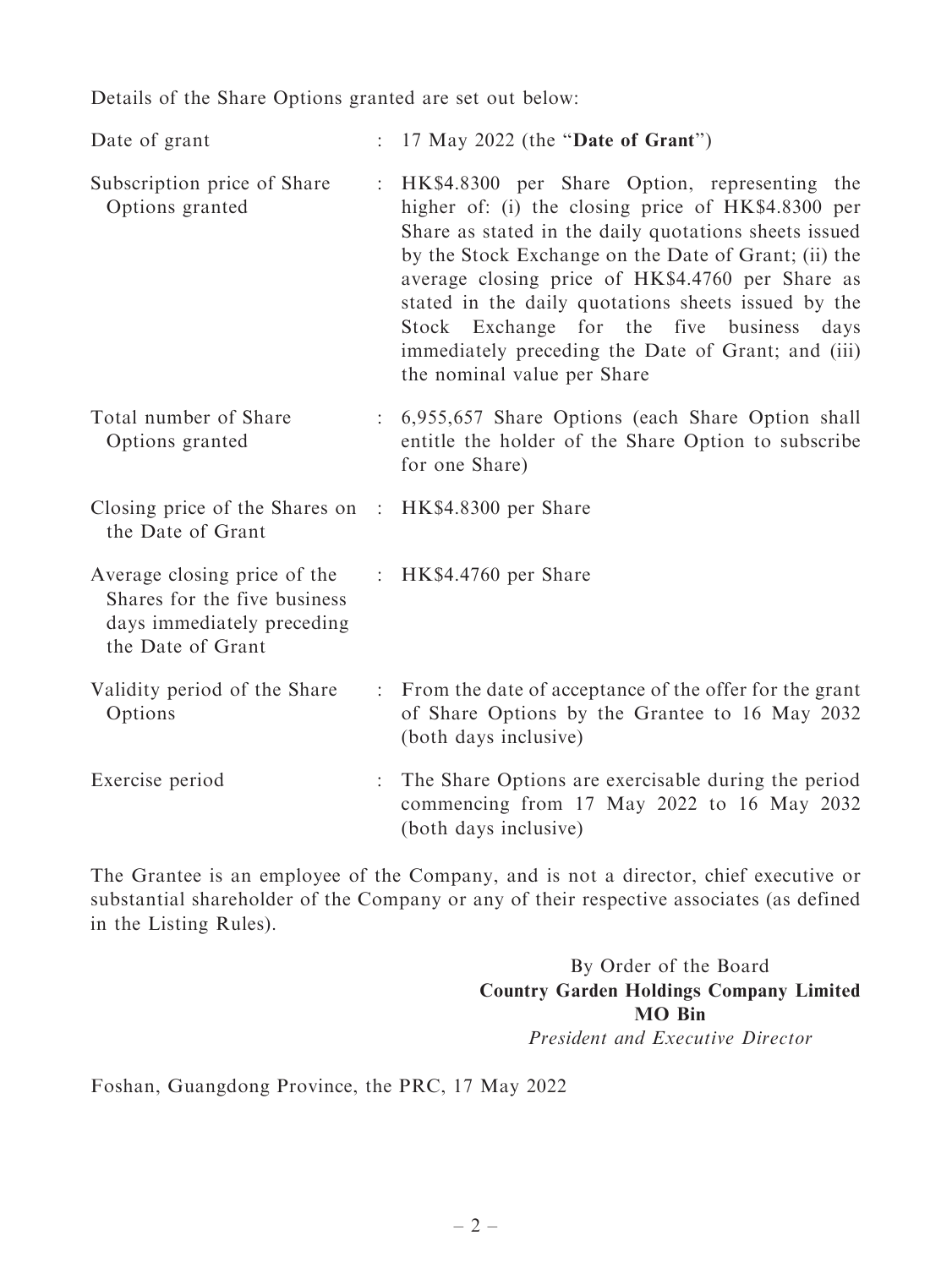Details of the Share Options granted are set out below:

| | | |
|---|---|---|
| Date of grant | : | 17 May 2022 (the "**Date of Grant**") |
| Subscription price of Share Options granted | : | HK$4.8300 per Share Option, representing the higher of: (i) the closing price of HK$4.8300 per Share as stated in the daily quotations sheets issued by the Stock Exchange on the Date of Grant; (ii) the average closing price of HK$4.4760 per Share as stated in the daily quotations sheets issued by the Stock Exchange for the five business days immediately preceding the Date of Grant; and (iii) the nominal value per Share |
| Total number of Share Options granted | : | 6,955,657 Share Options (each Share Option shall entitle the holder of the Share Option to subscribe for one Share) |
| Closing price of the Shares on the Date of Grant | : | HK$4.8300 per Share |
| Average closing price of the Shares for the five business days immediately preceding the Date of Grant | : | HK$4.4760 per Share |
| Validity period of the Share Options | : | From the date of acceptance of the offer for the grant of Share Options by the Grantee to 16 May 2032 (both days inclusive) |
| Exercise period | : | The Share Options are exercisable during the period commencing from 17 May 2022 to 16 May 2032 (both days inclusive) |

The Grantee is an employee of the Company, and is not a director, chief executive or substantial shareholder of the Company or any of their respective associates (as defined in the Listing Rules).

By Order of the Board
**Country Garden Holdings Company Limited**
**MO Bin**
*President and Executive Director*

Foshan, Guangdong Province, the PRC, 17 May 2022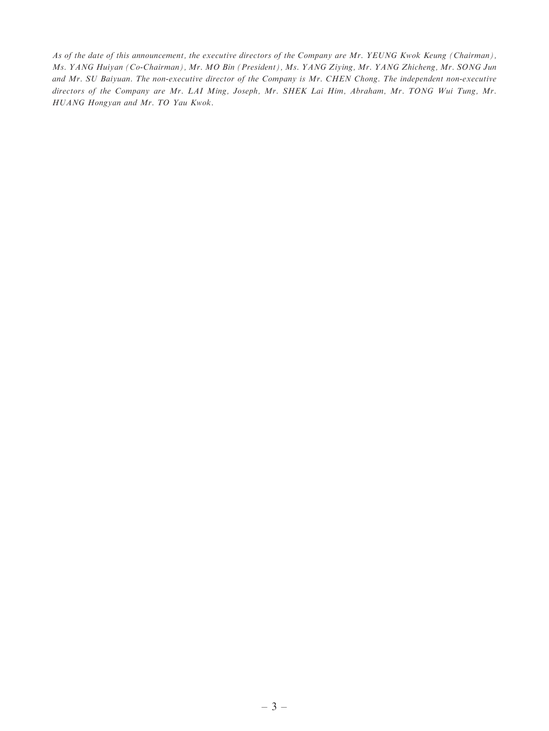*As of the date of this announcement, the executive directors of the Company are Mr. YEUNG Kwok Keung (Chairman), Ms. YANG Huiyan (Co-Chairman), Mr. MO Bin (President), Ms. YANG Ziying, Mr. YANG Zhicheng, Mr. SONG Jun and Mr. SU Baiyuan. The non-executive director of the Company is Mr. CHEN Chong. The independent non-executive directors of the Company are Mr. LAI Ming, Joseph, Mr. SHEK Lai Him, Abraham, Mr. TONG Wui Tung, Mr. HUANG Hongyan and Mr. TO Yau Kwok.*